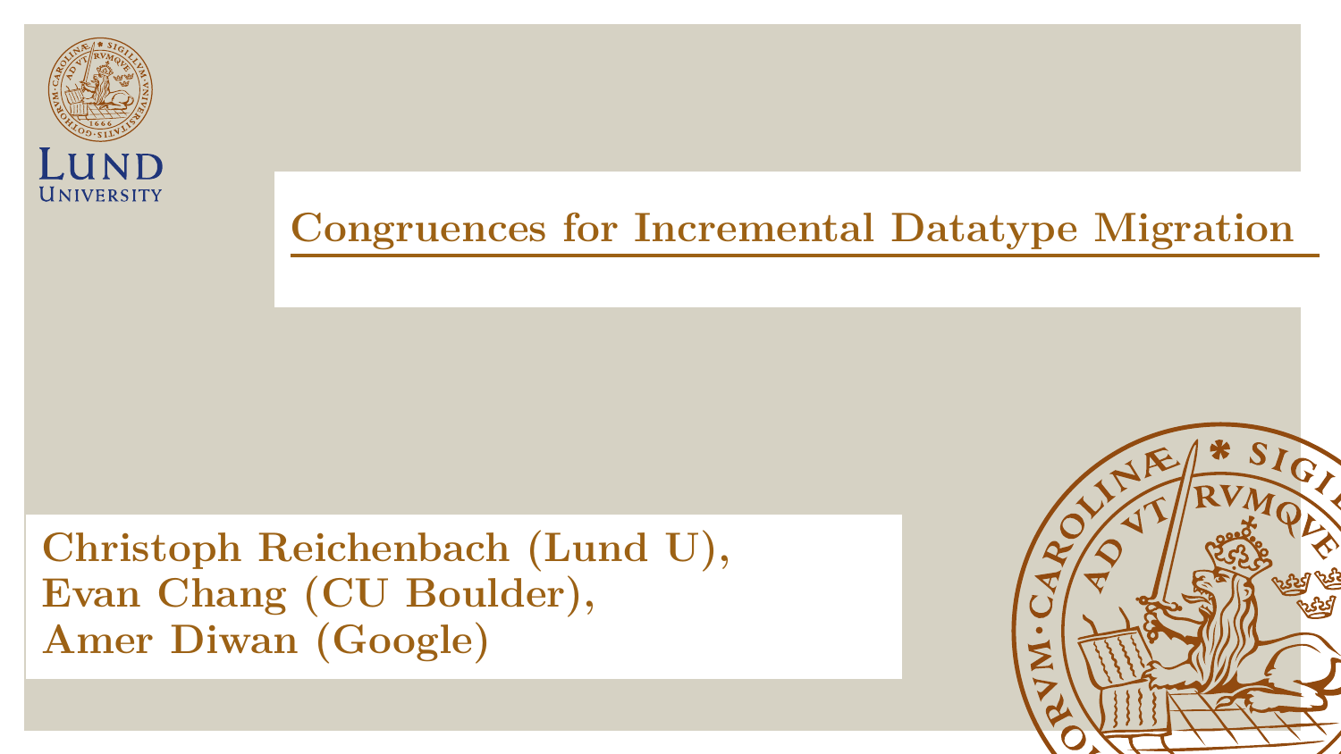# Congruences for Incremental Datatype Migration

Christoph Reichenbach (Lund U),
Evan Chang (CU Boulder),
Amer Diwan (Google)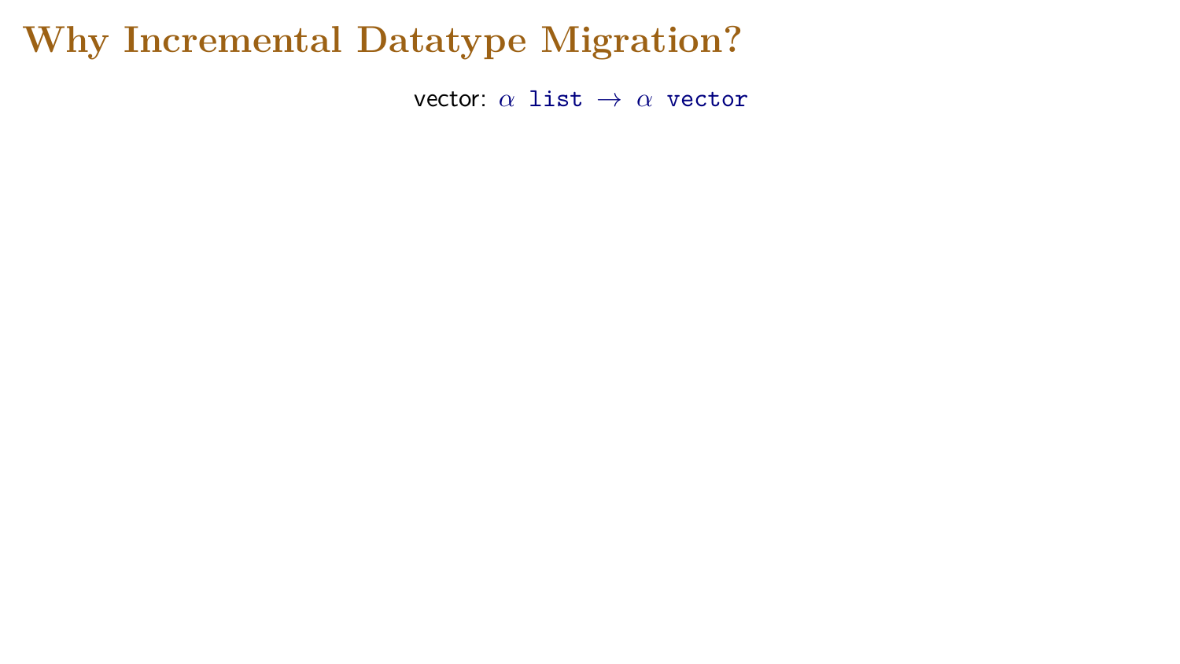# Why Incremental Datatype Migration?

vector: $\alpha$ `list` $\rightarrow$ $\alpha$ `vector`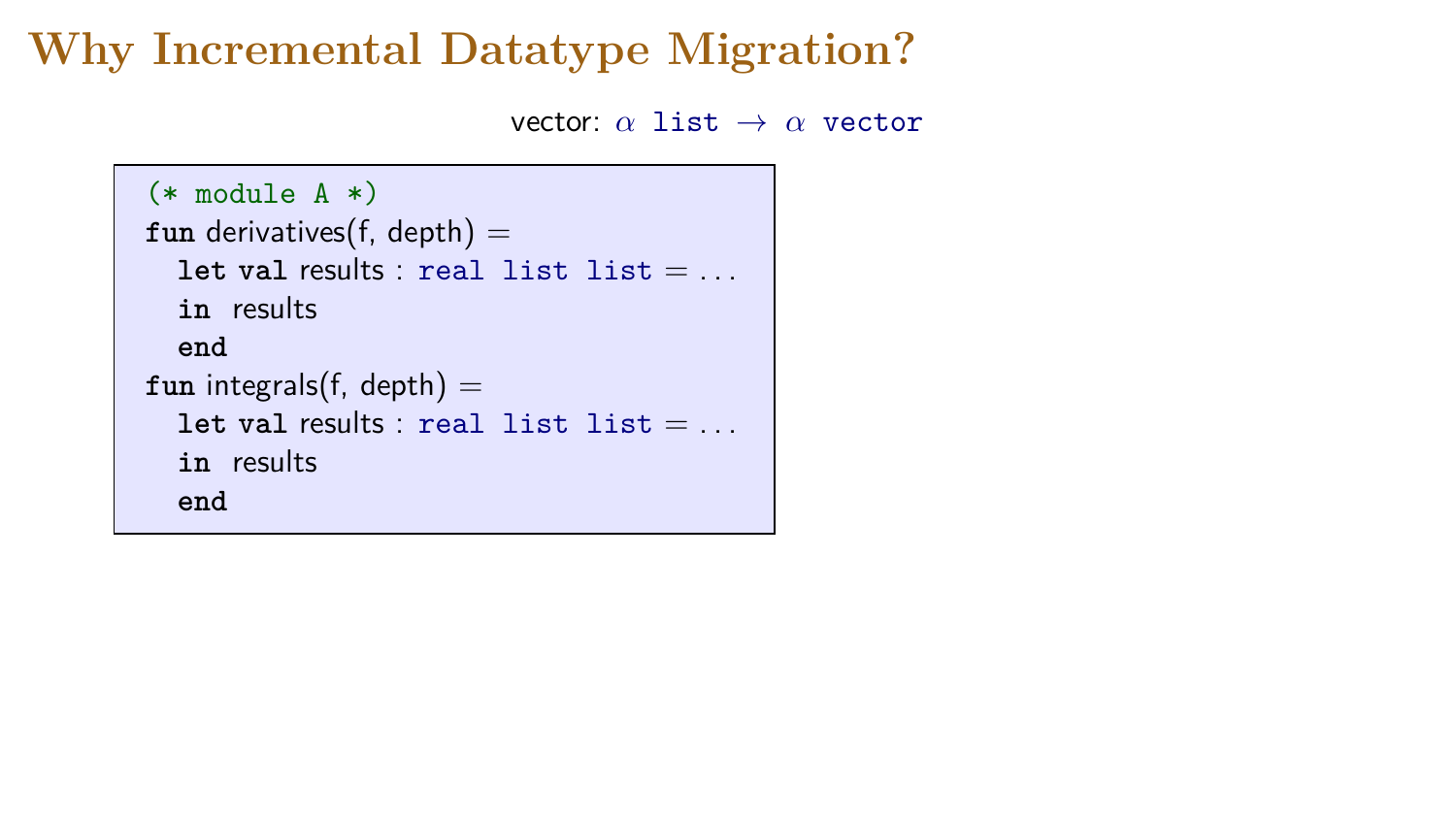# Why Incremental Datatype Migration?

vector: $\alpha$ `list` $\rightarrow$ $\alpha$ `vector`

```
(* module A *)
fun derivatives(f, depth) =
  let val results : real list list = ...
  in  results
  end
fun integrals(f, depth) =
  let val results : real list list = ...
  in  results
  end
```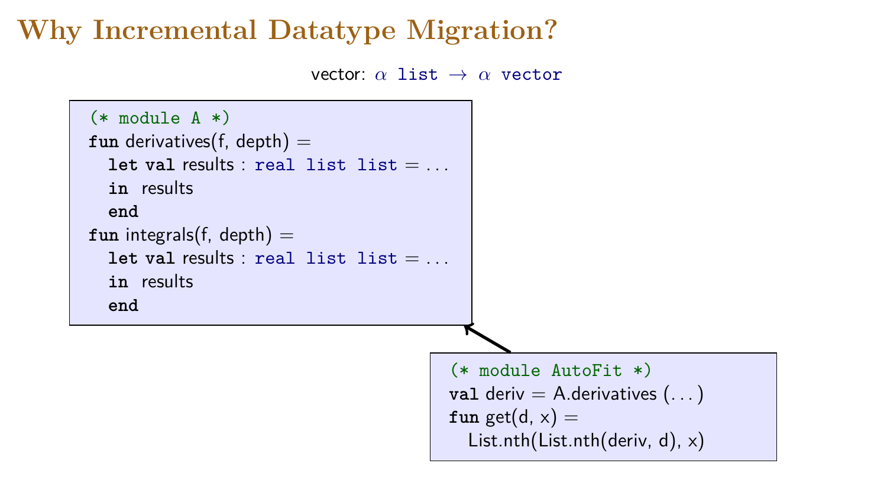# Why Incremental Datatype Migration?

vector: $\alpha$ list $\rightarrow$ $\alpha$ vector

```
(* module A *)
fun derivatives(f, depth) =
  let val results : real list list = ...
  in  results
  end
fun integrals(f, depth) =
  let val results : real list list = ...
  in  results
  end
```

```
(* module AutoFit *)
val deriv = A.derivatives (...)
fun get(d, x) =
  List.nth(List.nth(deriv, d), x)
```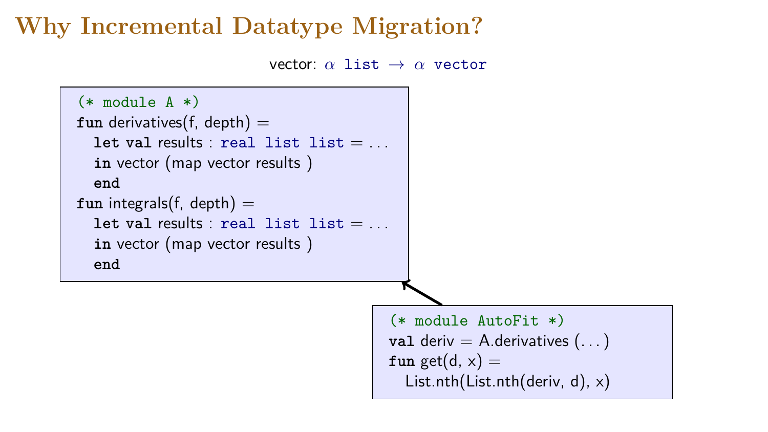# Why Incremental Datatype Migration?

vector: $\alpha$ `list` $\rightarrow$ $\alpha$ `vector`

```
(* module A *)
fun derivatives(f, depth) =
  let val results : real list list = ...
  in vector (map vector results )
  end
fun integrals(f, depth) =
  let val results : real list list = ...
  in vector (map vector results )
  end
```

```
(* module AutoFit *)
val deriv = A.derivatives (...)
fun get(d, x) =
  List.nth(List.nth(deriv, d), x)
```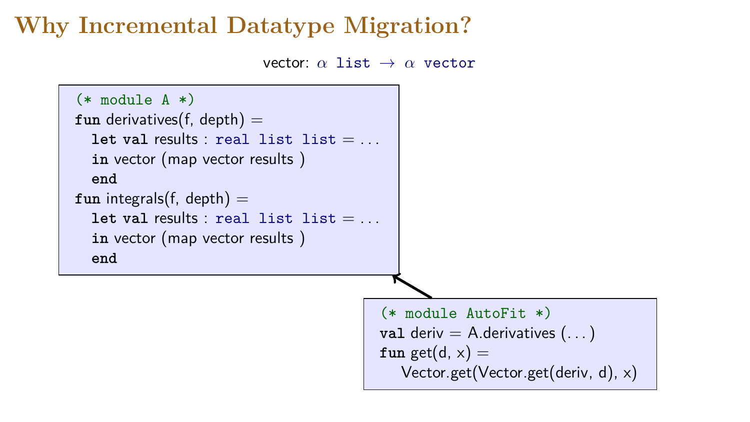# Why Incremental Datatype Migration?

vector: $\alpha$ `list` $\rightarrow$ $\alpha$ `vector`

```
(* module A *)
fun derivatives(f, depth) =
  let val results : real list list = ...
  in vector (map vector results )
  end
fun integrals(f, depth) =
  let val results : real list list = ...
  in vector (map vector results )
  end
```

```
(* module AutoFit *)
val deriv = A.derivatives (...)
fun get(d, x) =
    Vector.get(Vector.get(deriv, d), x)
```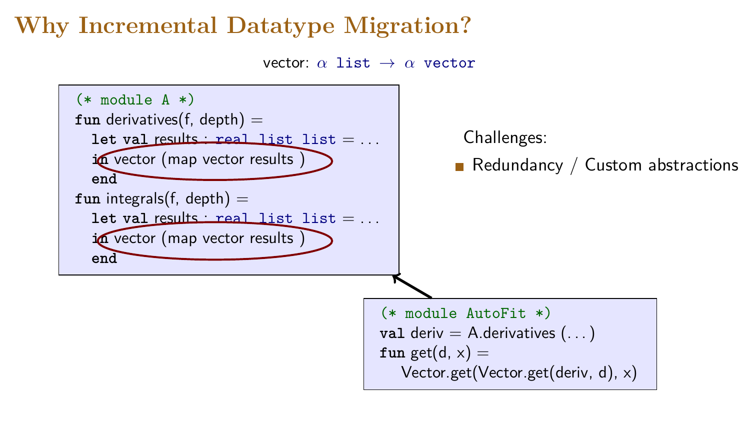# Why Incremental Datatype Migration?

vector: $\alpha$ `list` $\rightarrow$ $\alpha$ `vector`

```
(* module A *)
fun derivatives(f, depth) =
  let val results : real list list = ...
  in vector (map vector results )
  end
fun integrals(f, depth) =
  let val results : real list list = ...
  in vector (map vector results )
  end
```

```
(* module AutoFit *)
val deriv = A.derivatives (...)
fun get(d, x) =
   Vector.get(Vector.get(deriv, d), x)
```

Challenges:

- Redundancy / Custom abstractions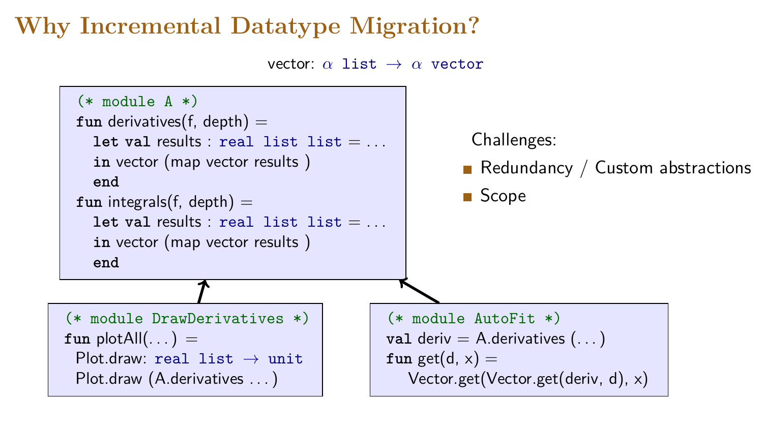# Why Incremental Datatype Migration?

vector: $\alpha$ `list` $\rightarrow$ $\alpha$ `vector`

```
(* module A *)
fun derivatives(f, depth) =
  let val results : real list list = ...
  in vector (map vector results )
  end
fun integrals(f, depth) =
  let val results : real list list = ...
  in vector (map vector results )
  end
```

```
(* module DrawDerivatives *)
fun plotAll(...) =
  Plot.draw: real list → unit
  Plot.draw (A.derivatives ...)
```

```
(* module AutoFit *)
val deriv = A.derivatives (...)
fun get(d, x) =
   Vector.get(Vector.get(deriv, d), x)
```

Challenges:

- Redundancy / Custom abstractions
- Scope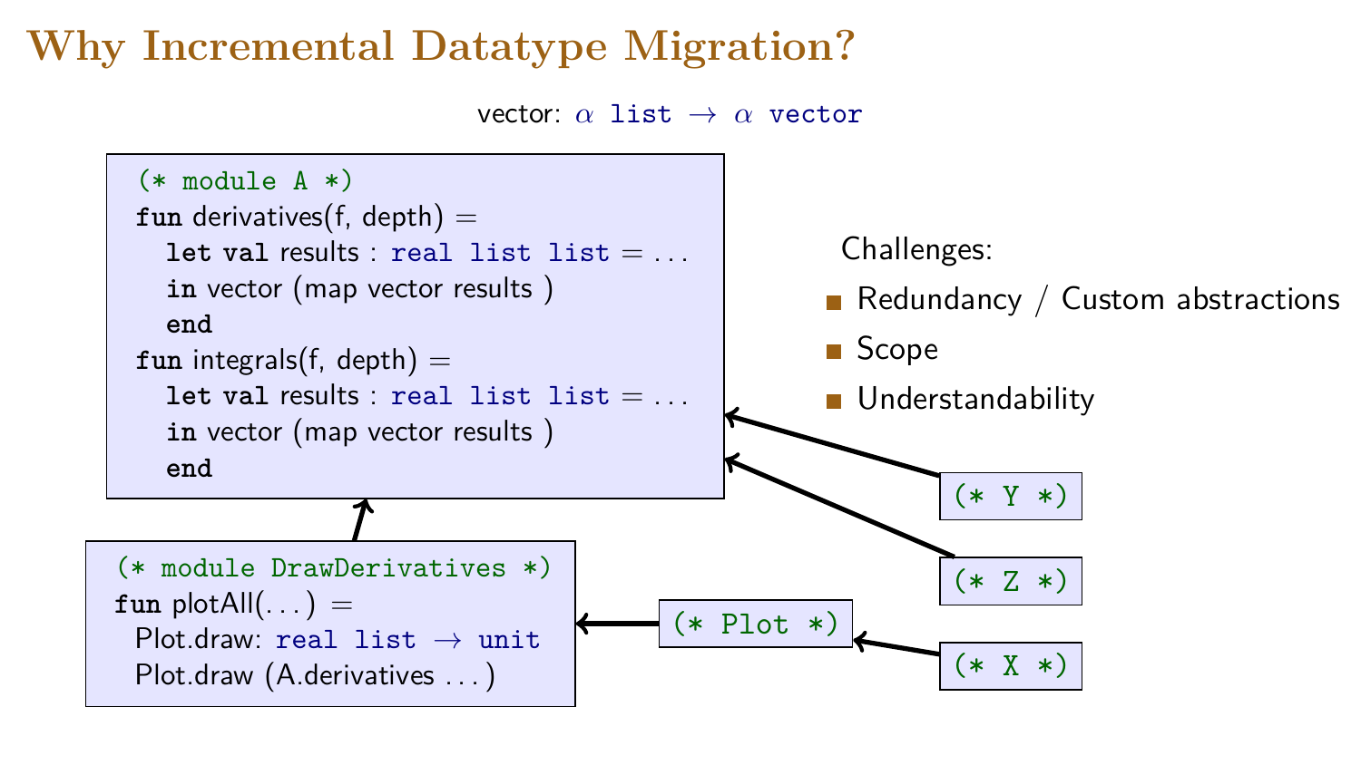# Why Incremental Datatype Migration?

vector: $\alpha$ `list` $\rightarrow$ $\alpha$ `vector`

```
(* module A *)
fun derivatives(f, depth) =
  let val results : real list list = ...
  in vector (map vector results )
  end
fun integrals(f, depth) =
  let val results : real list list = ...
  in vector (map vector results )
  end
```

```
(* module DrawDerivatives *)
fun plotAll(...) =
 Plot.draw: real list → unit
 Plot.draw (A.derivatives ...)
```

`(* Plot *)`

`(* X *)`

`(* Y *)`

`(* Z *)`

Challenges:

- Redundancy / Custom abstractions
- Scope
- Understandability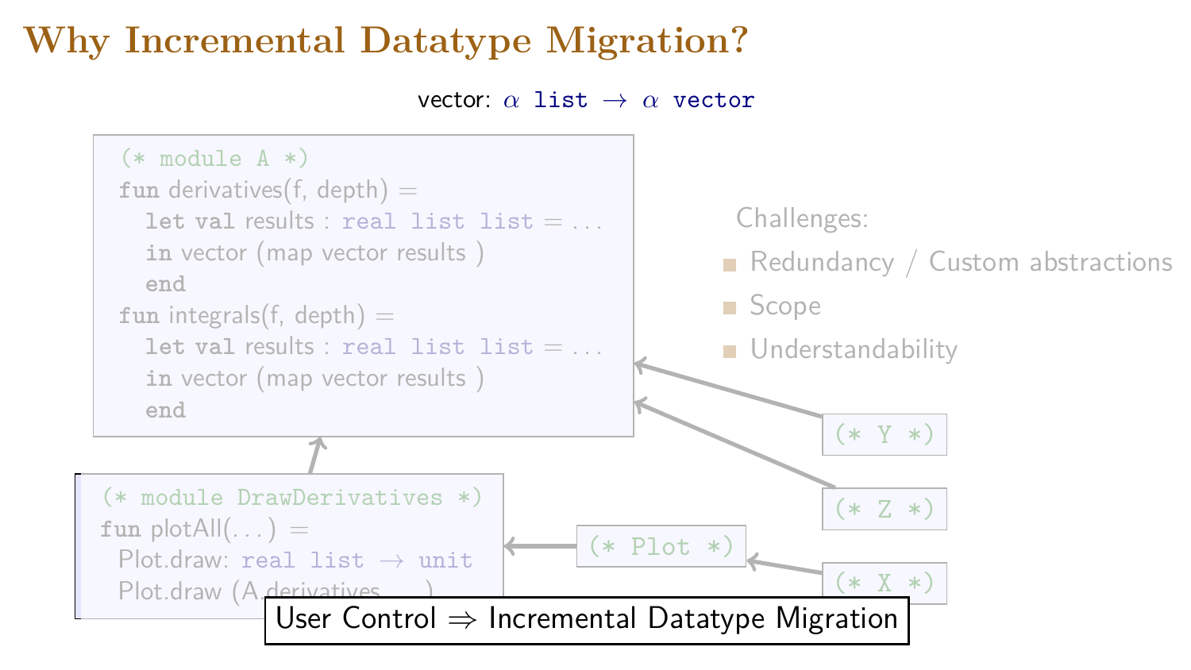# Why Incremental Datatype Migration?

vector: $\alpha$ `list` $\rightarrow$ $\alpha$ `vector`

```
(* module A *)
fun derivatives(f, depth) =
  let val results : real list list = ...
  in vector (map vector results )
  end
fun integrals(f, depth) =
  let val results : real list list = ...
  in vector (map vector results )
  end
```

Challenges:

- Redundancy / Custom abstractions
- Scope
- Understandability

```
(* module DrawDerivatives *)
fun plotAll(...) =
  Plot.draw: real list → unit
  Plot.draw (A.derivatives ... )
```

`(* Plot *)`

`(* Y *)`

`(* Z *)`

`(* X *)`

User Control $\Rightarrow$ Incremental Datatype Migration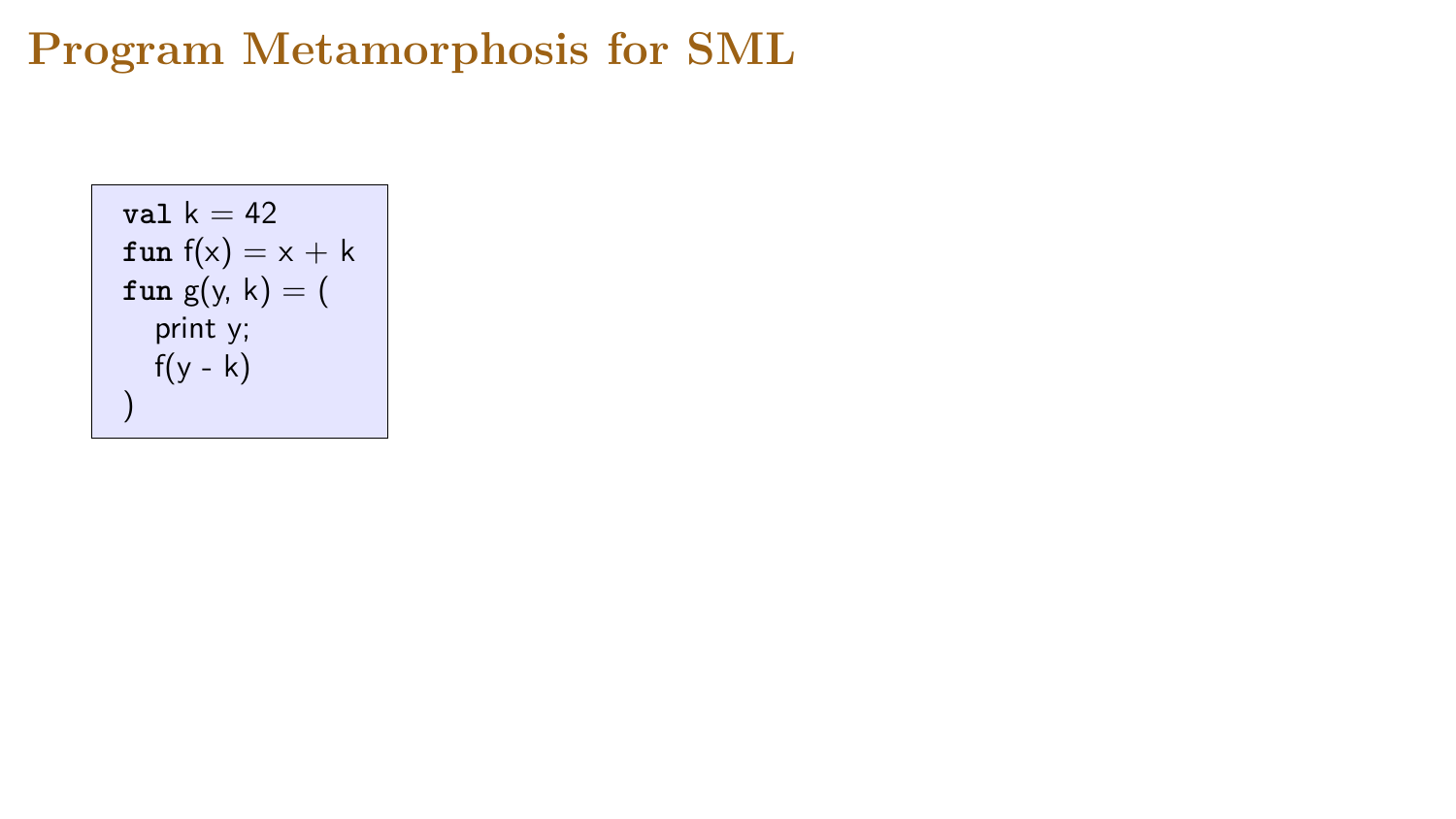# Program Metamorphosis for SML

```
val k = 42
fun f(x) = x + k
fun g(y, k) = (
   print y;
   f(y - k)
)
```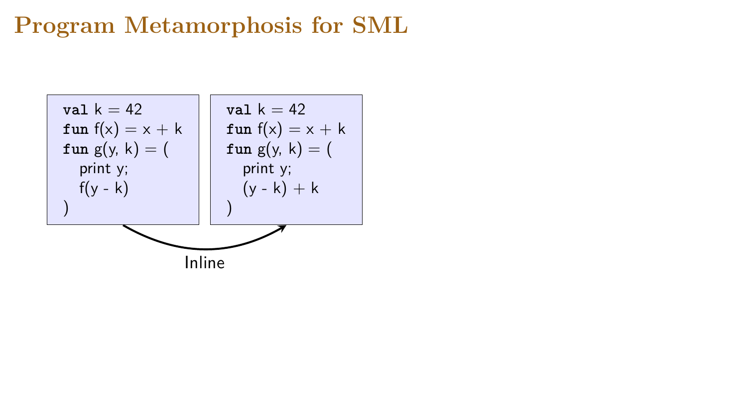# Program Metamorphosis for SML

```
val k = 42
fun f(x) = x + k
fun g(y, k) = (
   print y;
   f(y - k)
)
```

```
val k = 42
fun f(x) = x + k
fun g(y, k) = (
   print y;
   (y - k) + k
)
```

Inline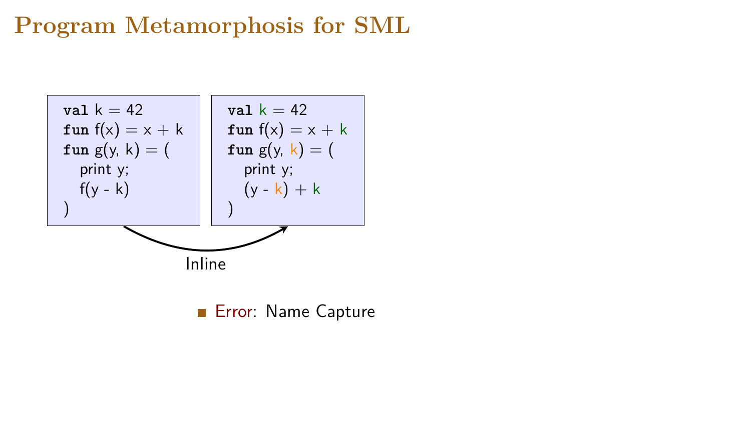# Program Metamorphosis for SML

```
val k = 42
fun f(x) = x + k
fun g(y, k) = (
  print y;
  f(y - k)
)
```

Inline

```
val k = 42
fun f(x) = x + k
fun g(y, k) = (
  print y;
  (y - k) + k
)
```

- Error: Name Capture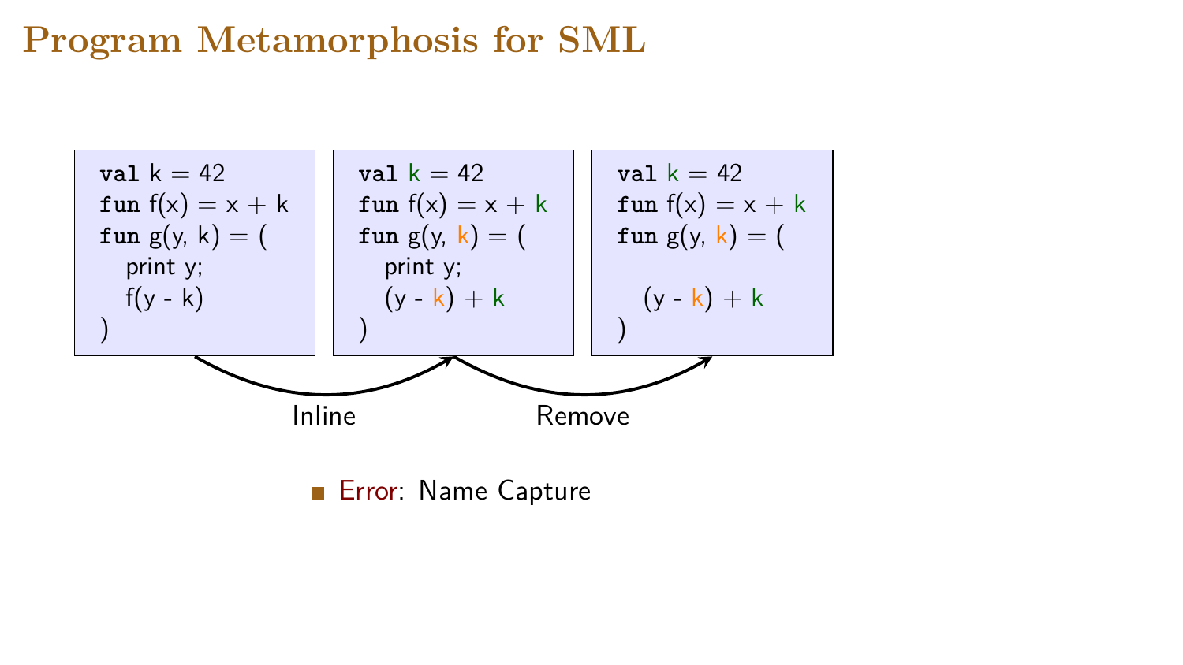# Program Metamorphosis for SML

```
val k = 42
fun f(x) = x + k
fun g(y, k) = (
  print y;
  f(y - k)
)
```

Inline

```
val k = 42
fun f(x) = x + k
fun g(y, k) = (
  print y;
  (y - k) + k
)
```

Remove

```
val k = 42
fun f(x) = x + k
fun g(y, k) = (

  (y - k) + k
)
```

- Error: Name Capture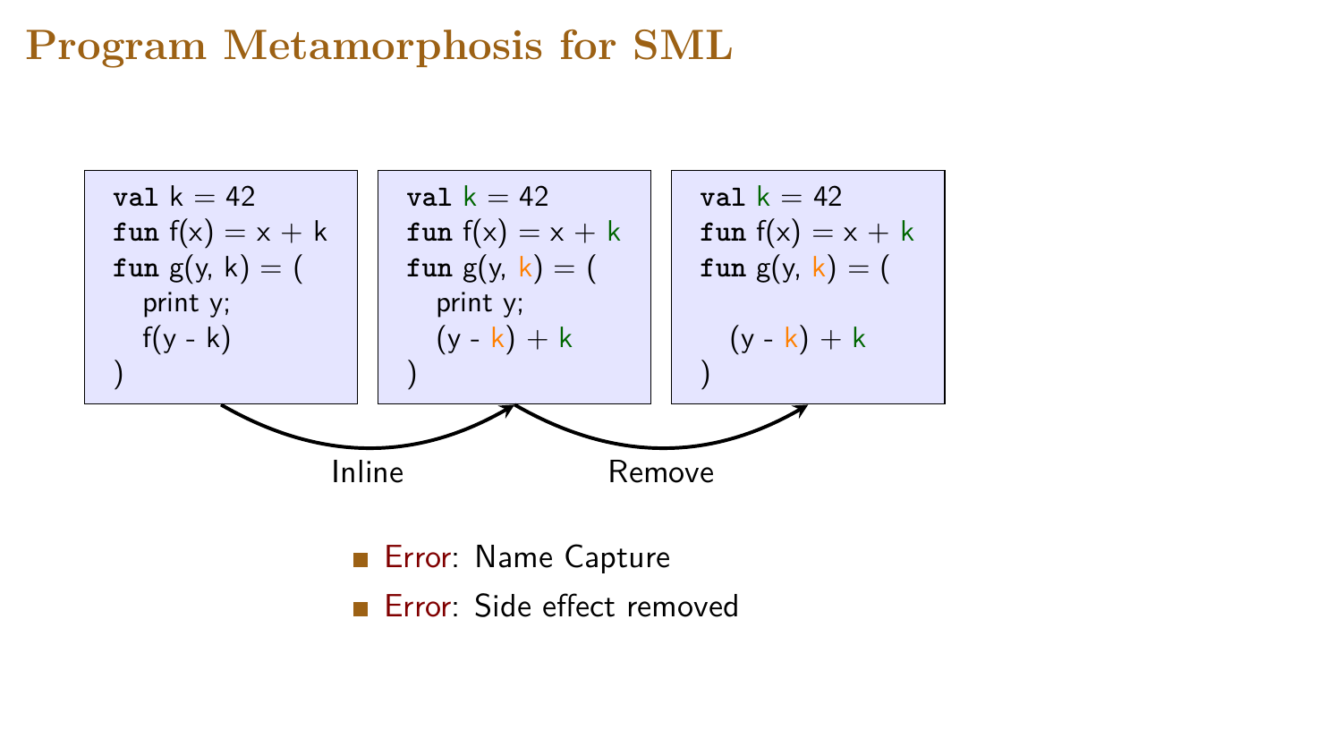# Program Metamorphosis for SML

```
val k = 42
fun f(x) = x + k
fun g(y, k) = (
   print y;
   f(y - k)
)
```

Inline

```
val k = 42
fun f(x) = x + k
fun g(y, k) = (
   print y;
   (y - k) + k
)
```

Remove

```
val k = 42
fun f(x) = x + k
fun g(y, k) = (

   (y - k) + k
)
```

- Error: Name Capture
- Error: Side effect removed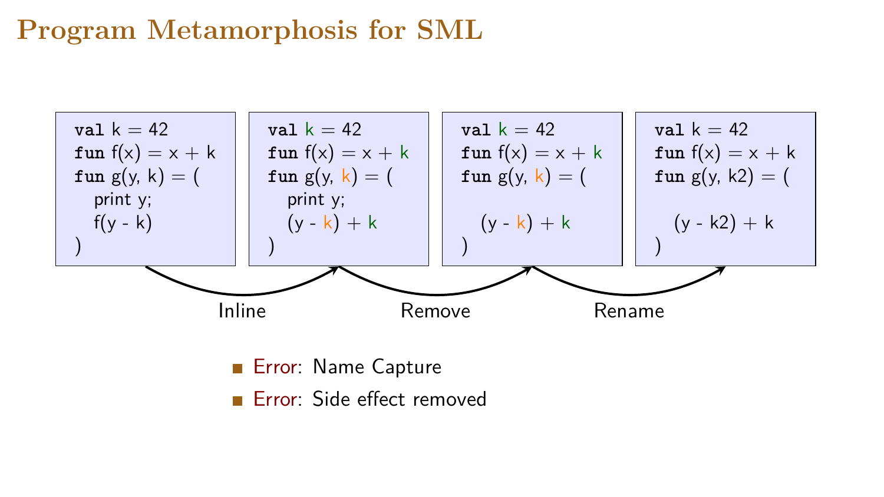# Program Metamorphosis for SML

```
val k = 42
fun f(x) = x + k
fun g(y, k) = (
   print y;
   f(y - k)
)
```

**Inline** →

```
val k = 42
fun f(x) = x + k
fun g(y, k) = (
   print y;
   (y - k) + k
)
```

**Remove** →

```
val k = 42
fun f(x) = x + k
fun g(y, k) = (

   (y - k) + k
)
```

**Rename** →

```
val k = 42
fun f(x) = x + k
fun g(y, k2) = (

   (y - k2) + k
)
```

- Error: Name Capture
- Error: Side effect removed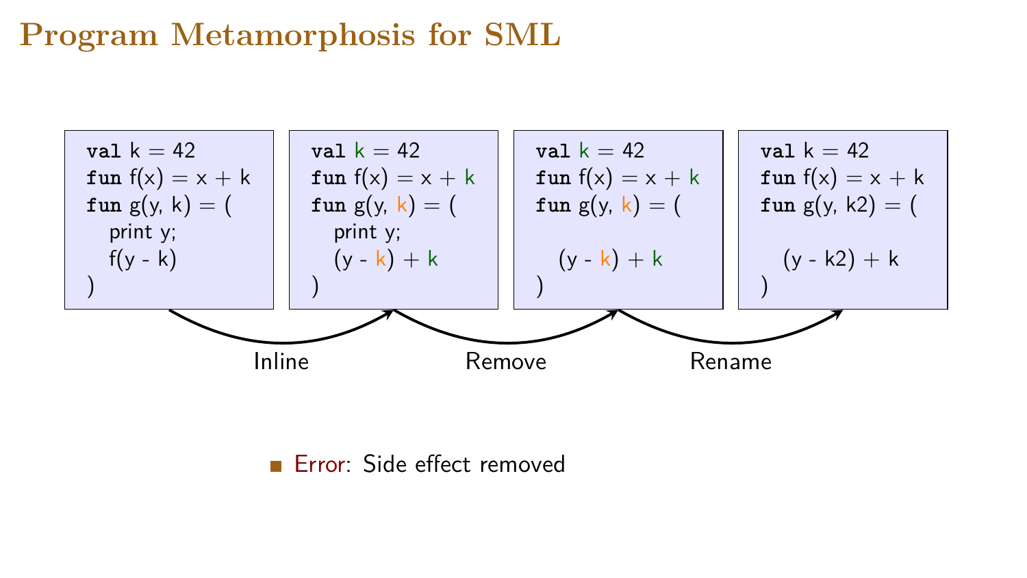# Program Metamorphosis for SML

```
val k = 42
fun f(x) = x + k
fun g(y, k) = (
   print y;
   f(y - k)
)
```

**Inline** →

```
val k = 42
fun f(x) = x + k
fun g(y, k) = (
   print y;
   (y - k) + k
)
```

**Remove** →

```
val k = 42
fun f(x) = x + k
fun g(y, k) = (

   (y - k) + k
)
```

**Rename** →

```
val k = 42
fun f(x) = x + k
fun g(y, k2) = (

   (y - k2) + k
)
```

- Error: Side effect removed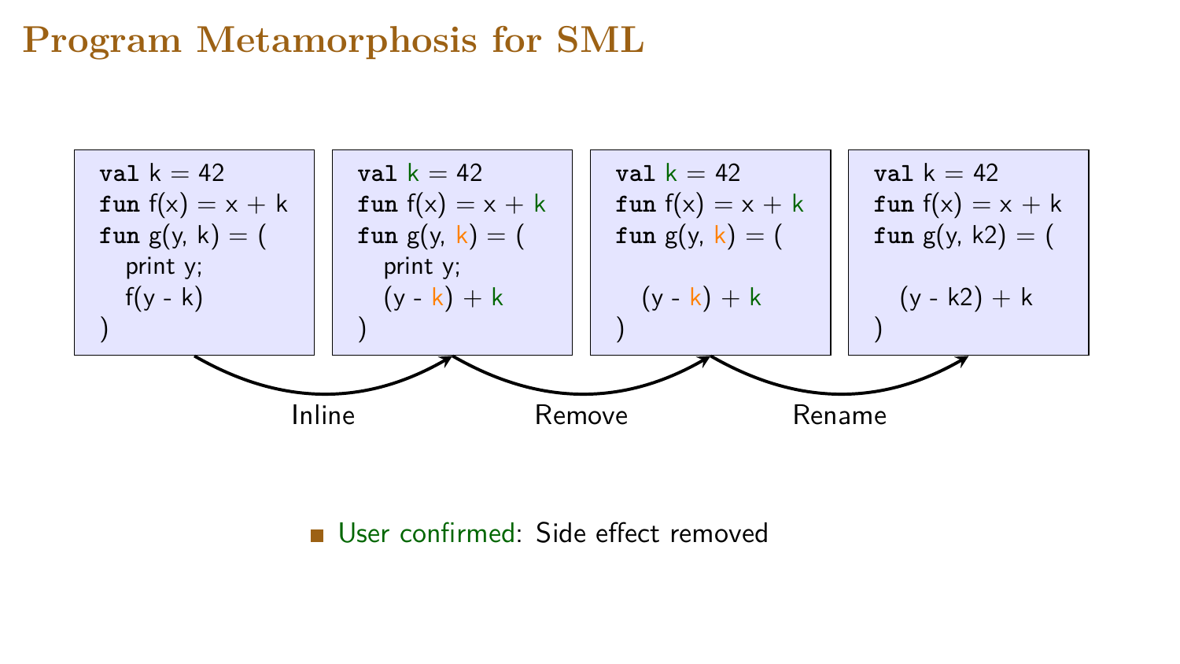# Program Metamorphosis for SML

```
val k = 42
fun f(x) = x + k
fun g(y, k) = (
  print y;
  f(y - k)
)
```

**Inline** →

```
val k = 42
fun f(x) = x + k
fun g(y, k) = (
  print y;
  (y - k) + k
)
```

**Remove** →

```
val k = 42
fun f(x) = x + k
fun g(y, k) = (

  (y - k) + k
)
```

**Rename** →

```
val k = 42
fun f(x) = x + k
fun g(y, k2) = (

  (y - k2) + k
)
```

- User confirmed: Side effect removed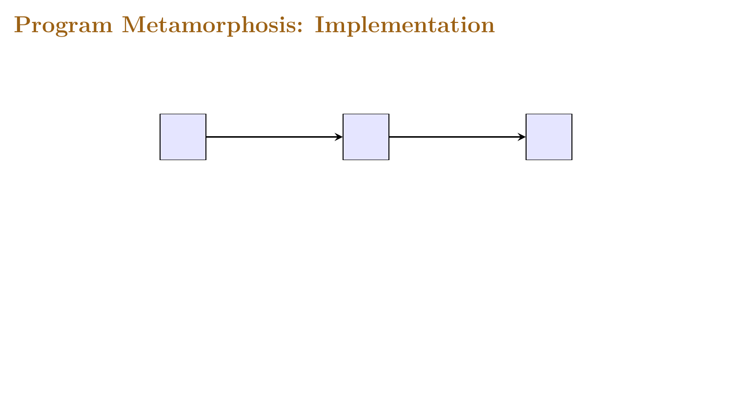# Program Metamorphosis: Implementation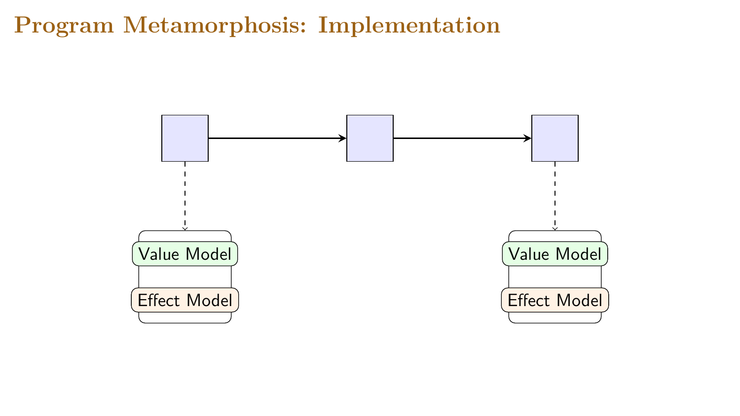# Program Metamorphosis: Implementation

Value Model

Effect Model

Value Model

Effect Model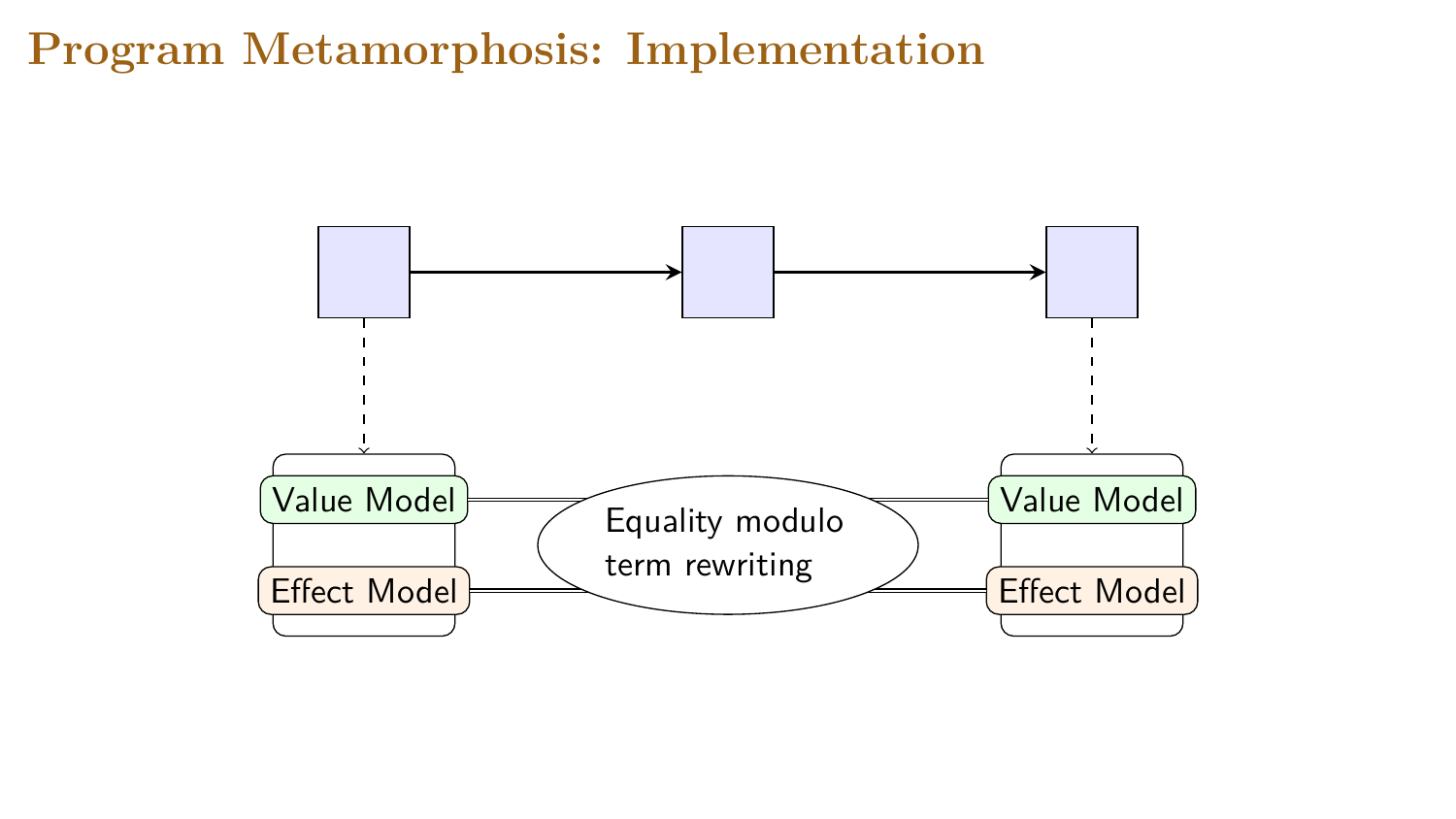# Program Metamorphosis: Implementation

Value Model

Effect Model

Equality modulo term rewriting

Value Model

Effect Model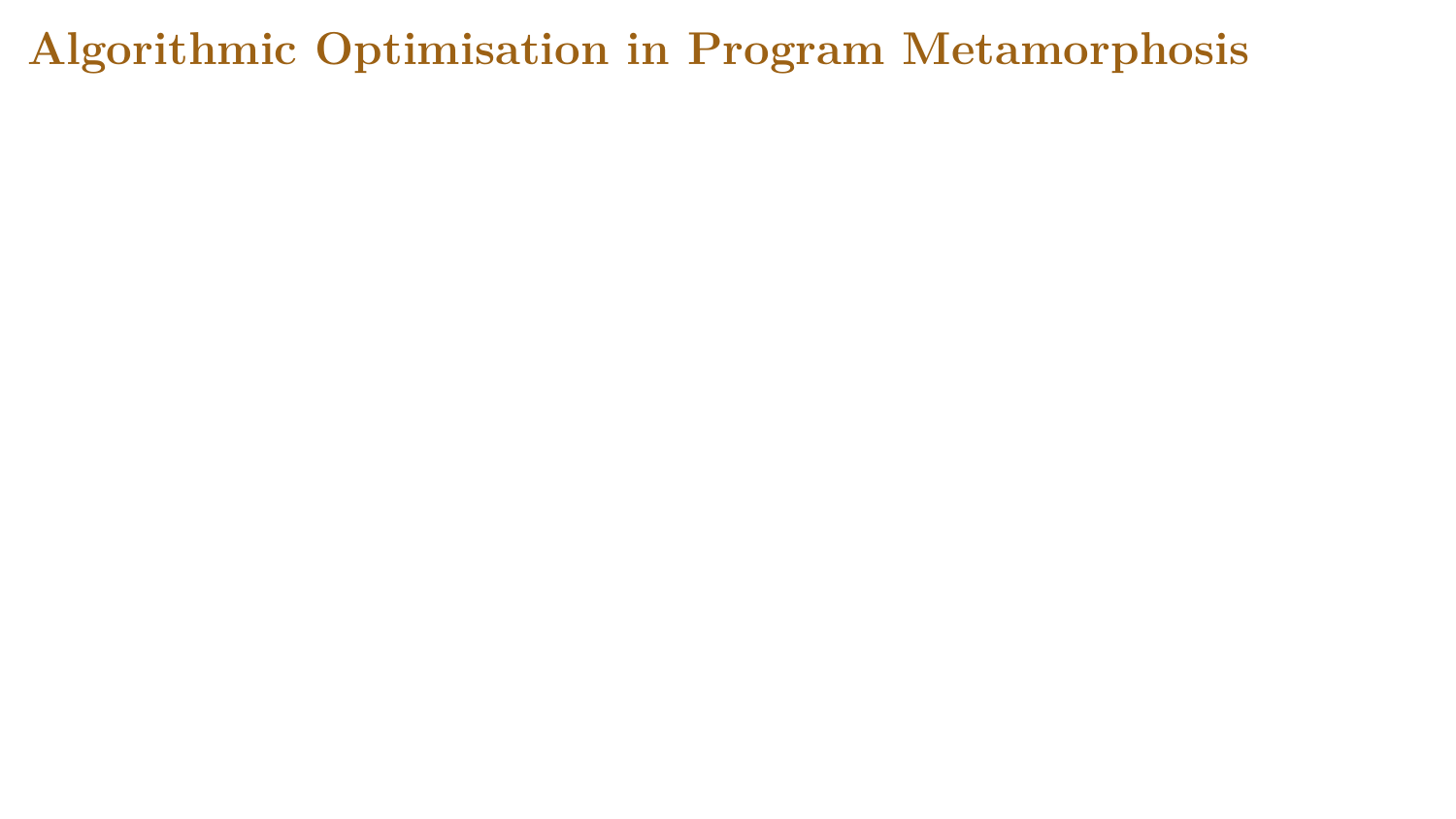# Algorithmic Optimisation in Program Metamorphosis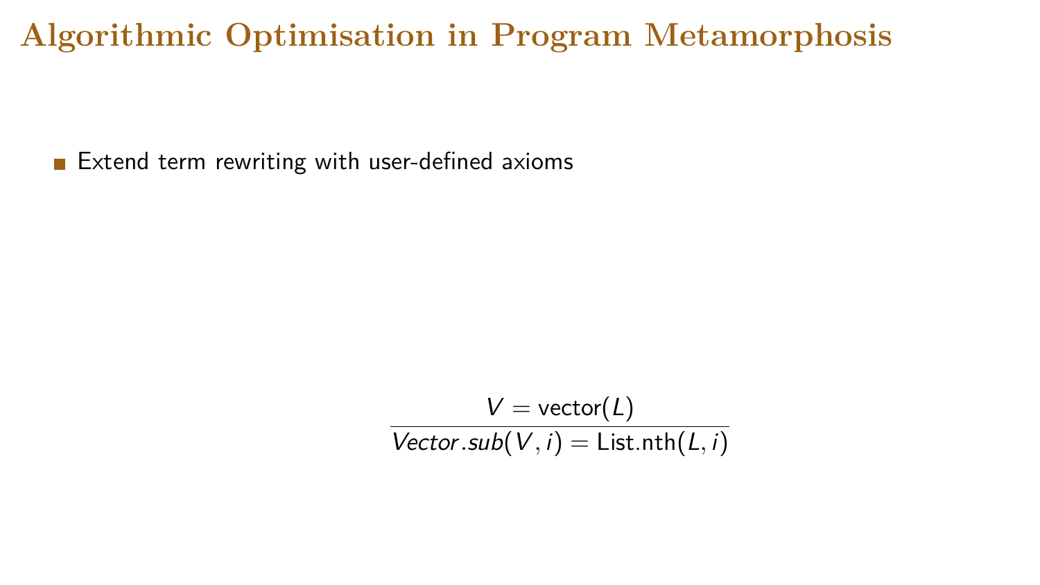# Algorithmic Optimisation in Program Metamorphosis

- Extend term rewriting with user-defined axioms

$$\frac{V = \mathsf{vector}(L)}{\mathit{Vector.sub}(V, i) = \mathsf{List.nth}(L, i)}$$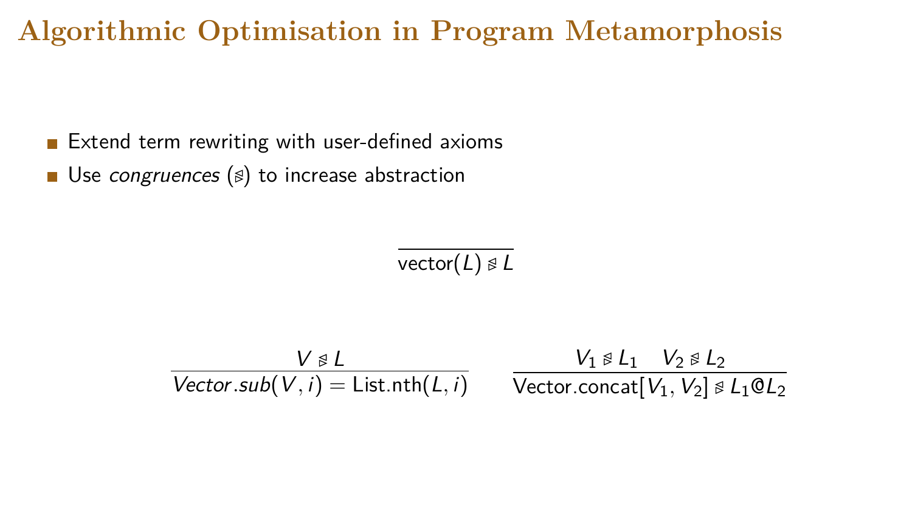# Algorithmic Optimisation in Program Metamorphosis

- Extend term rewriting with user-defined axioms
- Use *congruences* ($\lessgtr$) to increase abstraction

$$\frac{}{\mathsf{vector}(L) \lessgtr L}$$

$$\frac{V \lessgtr L}{\mathit{Vector.sub}(V, i) = \mathsf{List.nth}(L, i)} \qquad \frac{V_1 \lessgtr L_1 \quad V_2 \lessgtr L_2}{\mathsf{Vector.concat}[V_1, V_2] \lessgtr L_1 @ L_2}$$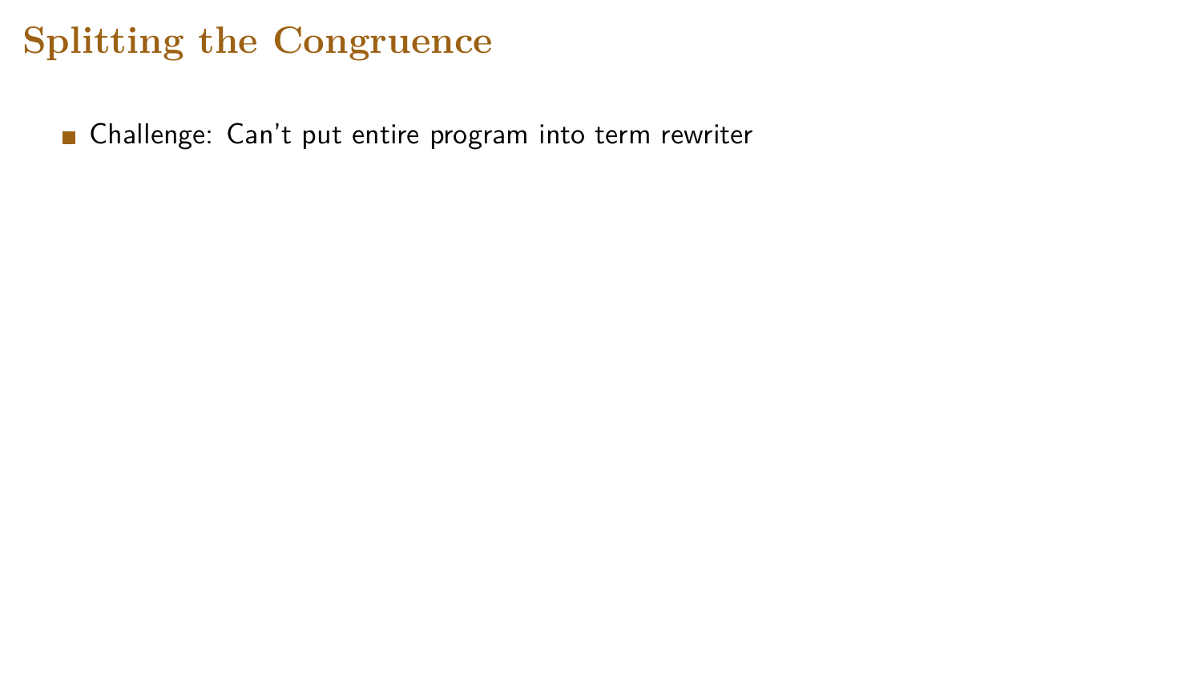# Splitting the Congruence

- Challenge: Can't put entire program into term rewriter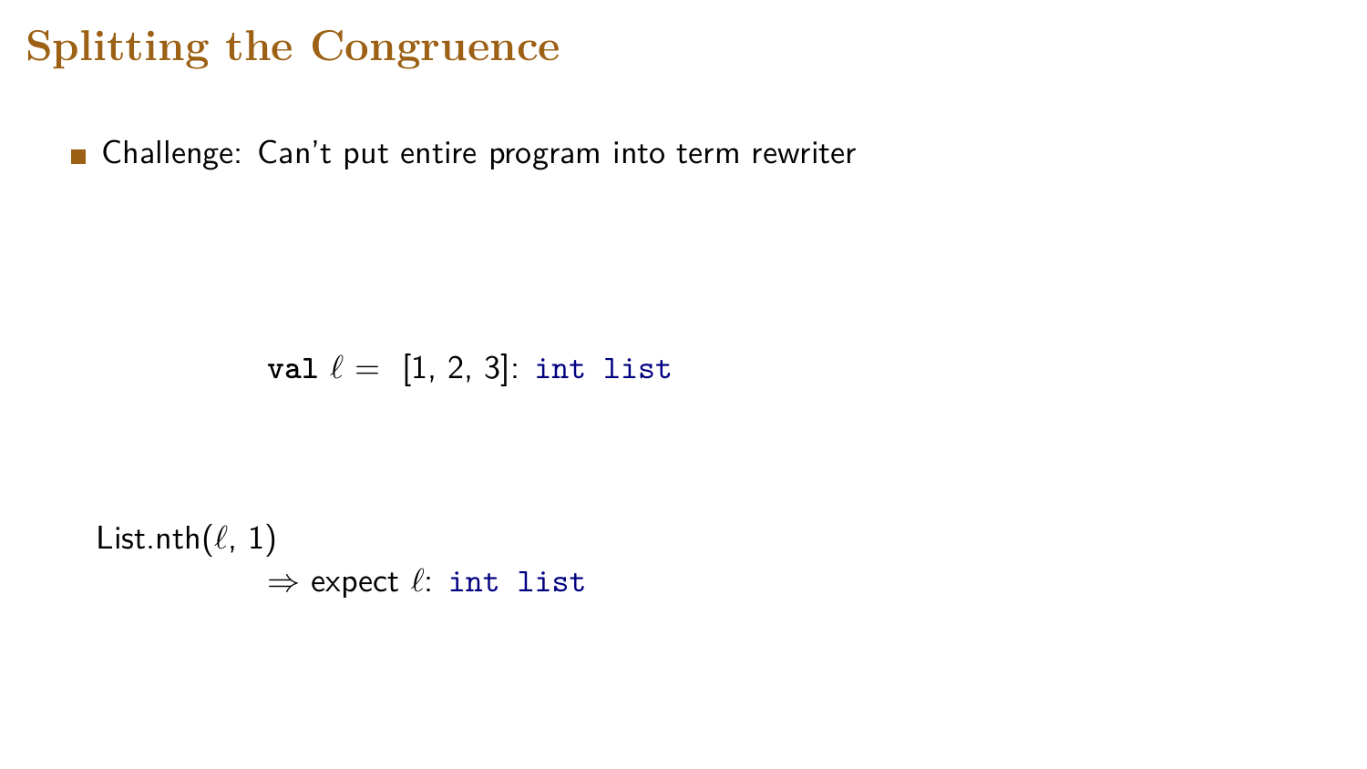# Splitting the Congruence

- Challenge: Can't put entire program into term rewriter

**val** $\ell$ = [1, 2, 3]: `int list`

List.nth($\ell$, 1)

$\Rightarrow$ expect $\ell$: `int list`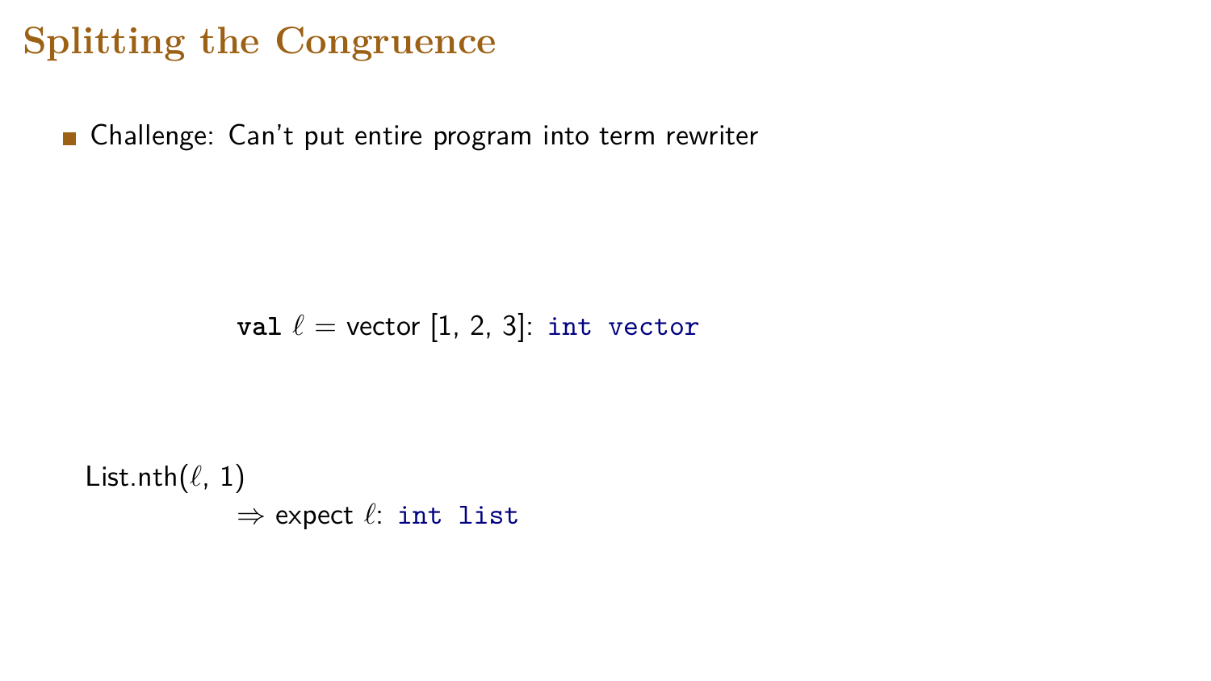# Splitting the Congruence

- Challenge: Can't put entire program into term rewriter

**val** $\ell$ = vector [1, 2, 3]: `int vector`

List.nth($\ell$, 1)

$\Rightarrow$ expect $\ell$: `int list`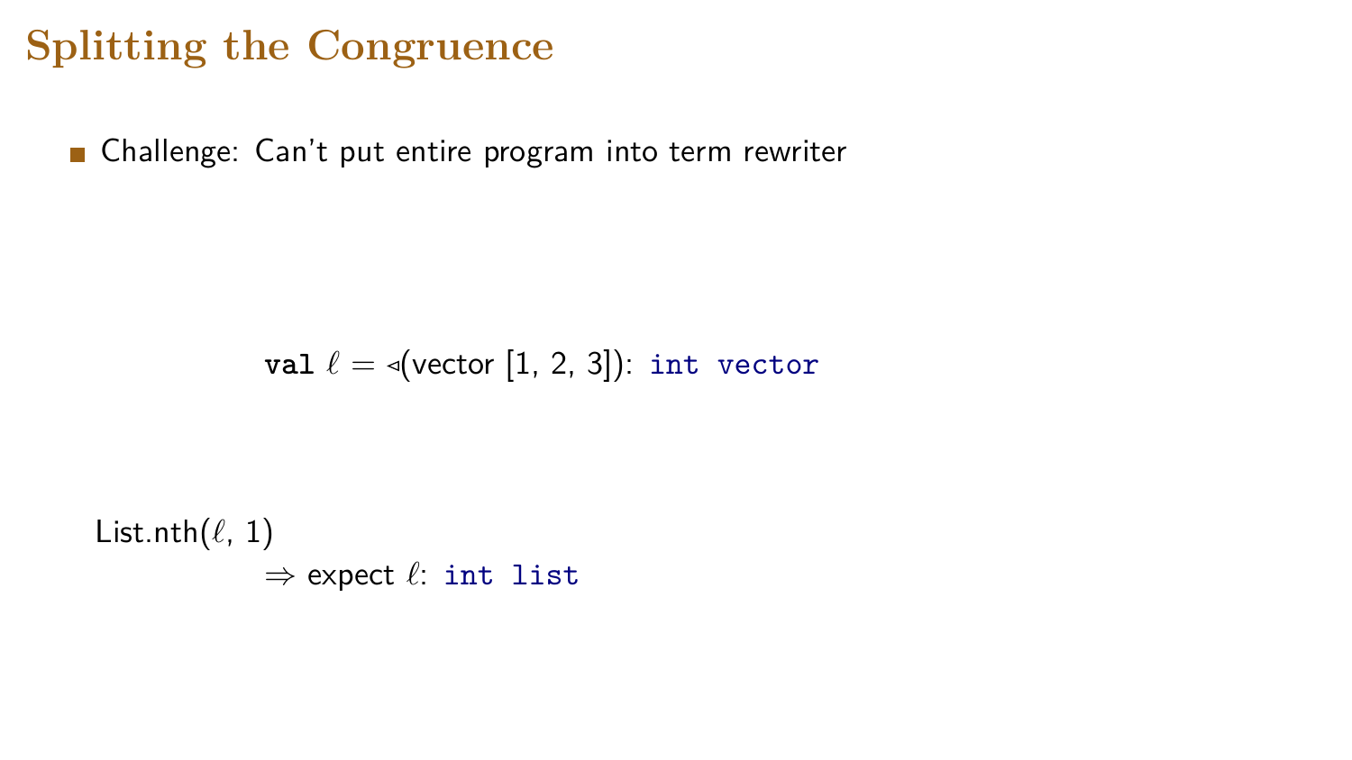# Splitting the Congruence

- Challenge: Can't put entire program into term rewriter

**val** $\ell$ = $\triangleleft$(vector [1, 2, 3]): `int vector`

List.nth($\ell$, 1)

$\Rightarrow$ expect $\ell$: `int list`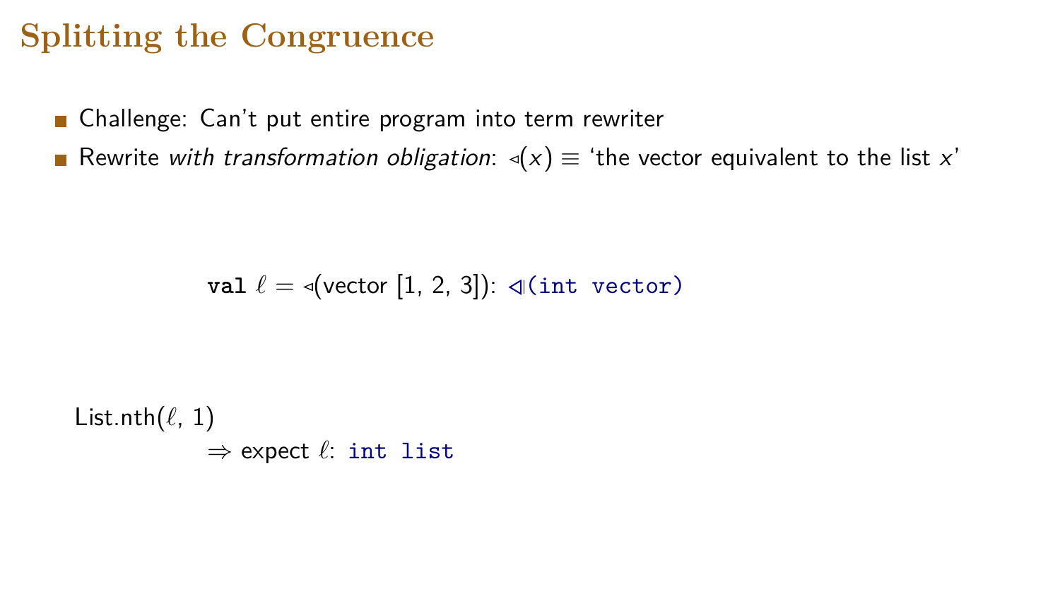# Splitting the Congruence

- Challenge: Can't put entire program into term rewriter
- Rewrite *with transformation obligation*: $\triangleleft(x) \equiv$ 'the vector equivalent to the list $x$'

**val** $\ell = \triangleleft$(vector [1, 2, 3]): `⊲(int vector)`

List.nth($\ell$, 1)

$\Rightarrow$ expect $\ell$: `int list`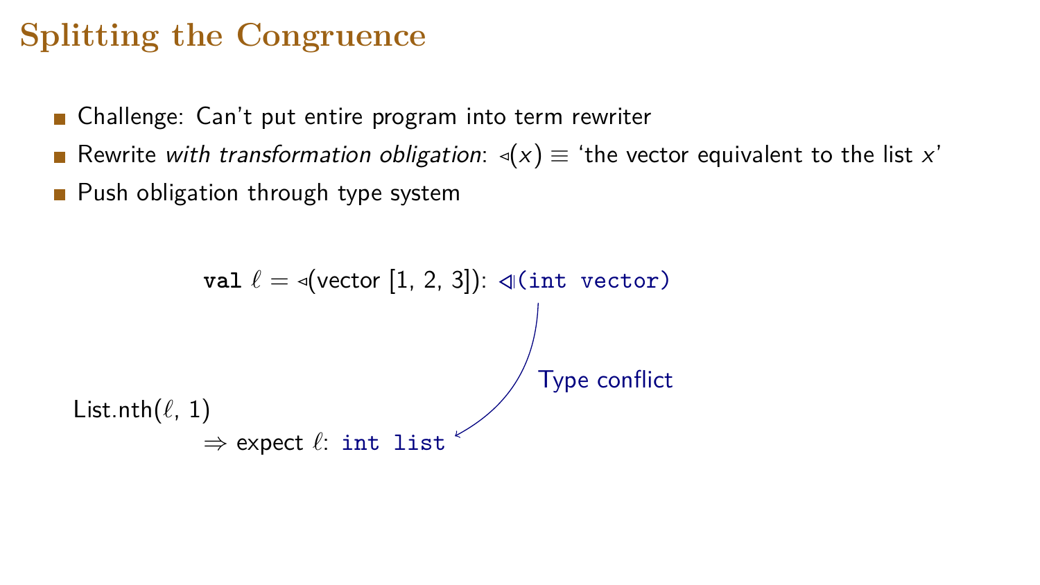# Splitting the Congruence

- Challenge: Can't put entire program into term rewriter
- Rewrite *with transformation obligation*: $\triangleleft(x) \equiv$ 'the vector equivalent to the list $x$'
- Push obligation through type system

**val** $\ell = \triangleleft$(vector [1, 2, 3]): `⧏(int vector)`

Type conflict

List.nth($\ell$, 1)

$\Rightarrow$ expect $\ell$: `int list`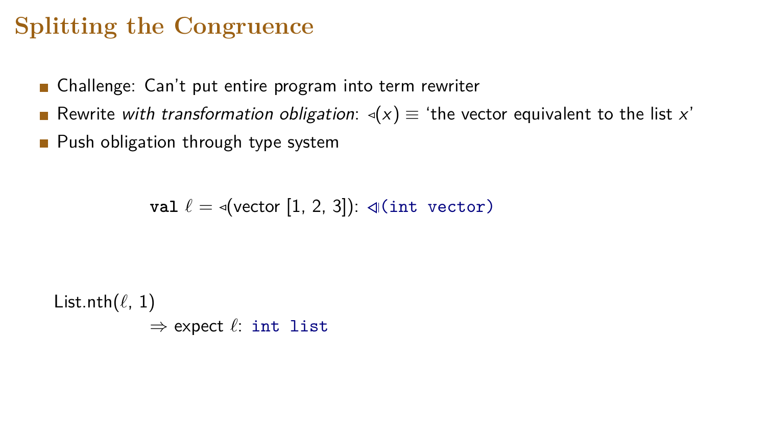# Splitting the Congruence

- Challenge: Can't put entire program into term rewriter
- Rewrite *with transformation obligation*: $\triangleleft(x) \equiv$ 'the vector equivalent to the list $x$'
- Push obligation through type system

**val** $\ell = \triangleleft$(vector [1, 2, 3]): `⊲(int vector)`

List.nth($\ell$, 1)

$\Rightarrow$ expect $\ell$: `int list`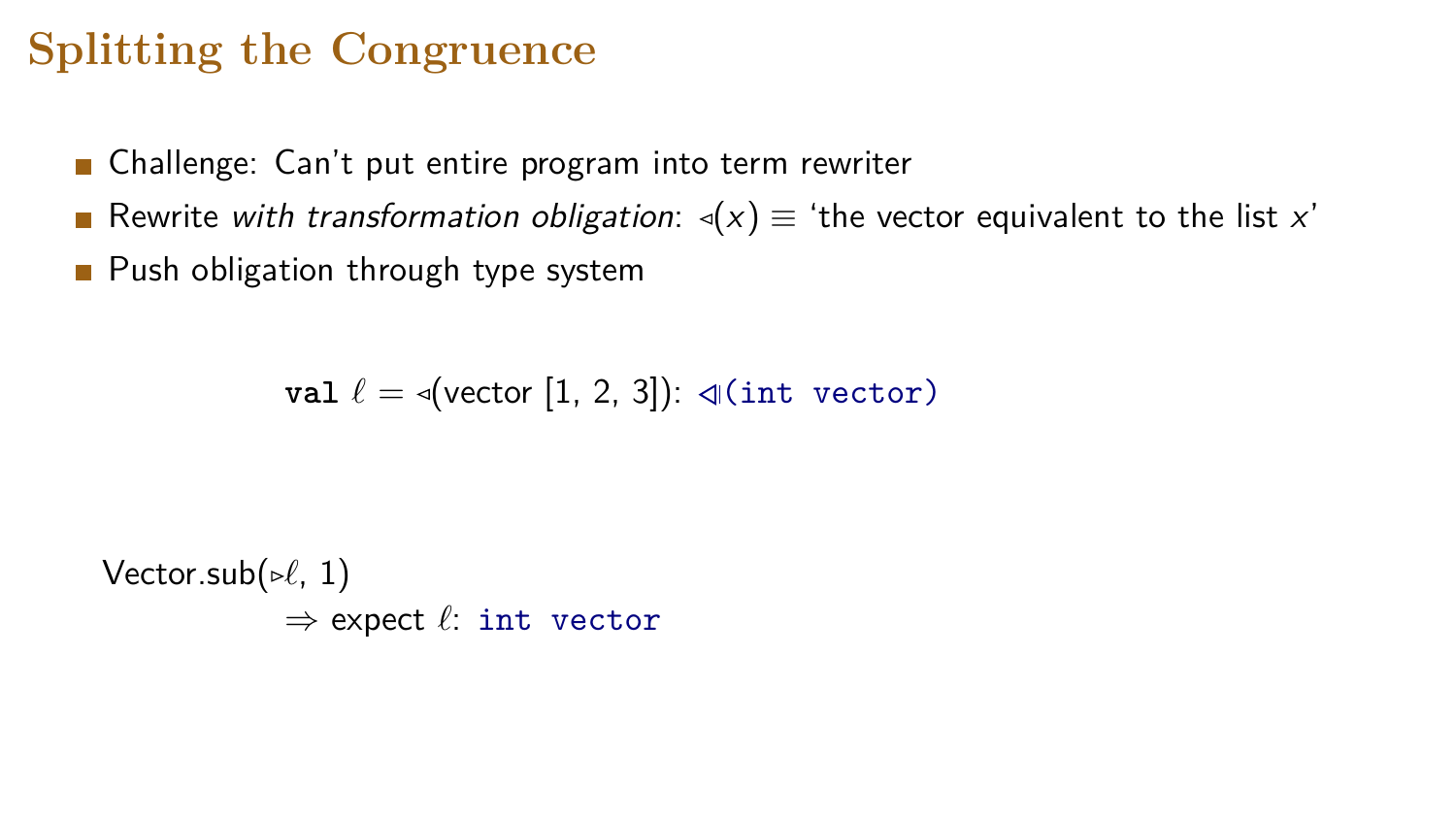# Splitting the Congruence

- Challenge: Can't put entire program into term rewriter
- Rewrite *with transformation obligation*: $\triangleleft(x) \equiv$ 'the vector equivalent to the list $x$'
- Push obligation through type system

```
val ℓ = ◃(vector [1, 2, 3]): ◁(int vector)
```

```
Vector.sub(▹ℓ, 1)
        ⇒ expect ℓ: int vector
```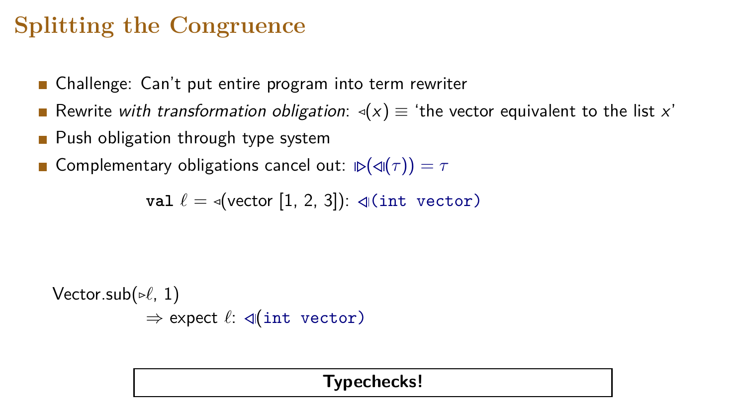# Splitting the Congruence

- Challenge: Can't put entire program into term rewriter
- Rewrite *with transformation obligation*: $\triangleleft(x) \equiv$ 'the vector equivalent to the list $x$'
- Push obligation through type system
- Complementary obligations cancel out: $\trianglerighteq(\trianglelefteq(\tau)) = \tau$

**val** $\ell = \triangleleft$(vector [1, 2, 3]): $\trianglelefteq$(`int vector`)

Vector.sub($\triangleright\ell$, 1)

$\Rightarrow$ expect $\ell$: $\trianglelefteq$(`int vector`)

**Typechecks!**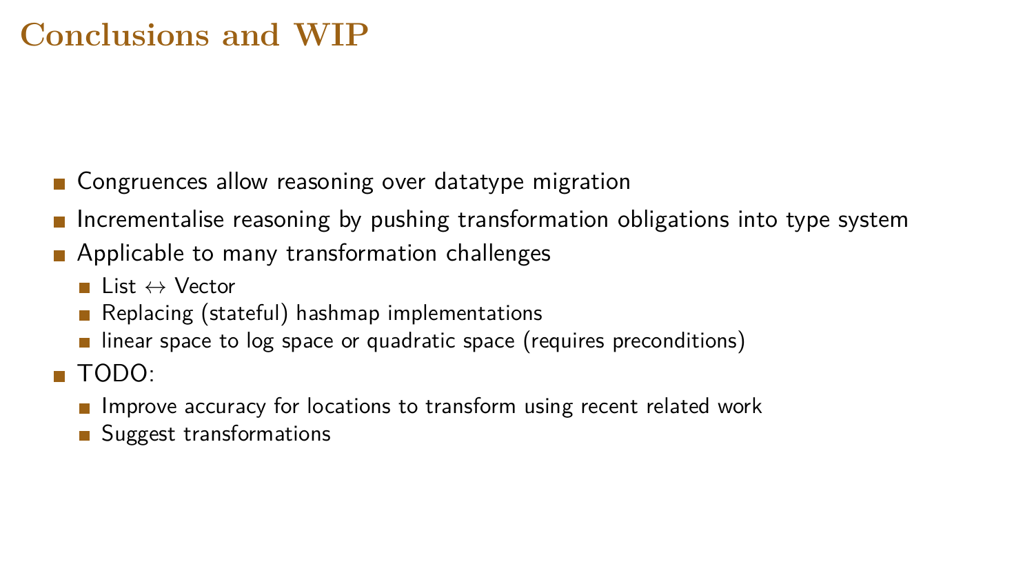# Conclusions and WIP

- Congruences allow reasoning over datatype migration
- Incrementalise reasoning by pushing transformation obligations into type system
- Applicable to many transformation challenges
  - List $\leftrightarrow$ Vector
  - Replacing (stateful) hashmap implementations
  - linear space to log space or quadratic space (requires preconditions)
- TODO:
  - Improve accuracy for locations to transform using recent related work
  - Suggest transformations